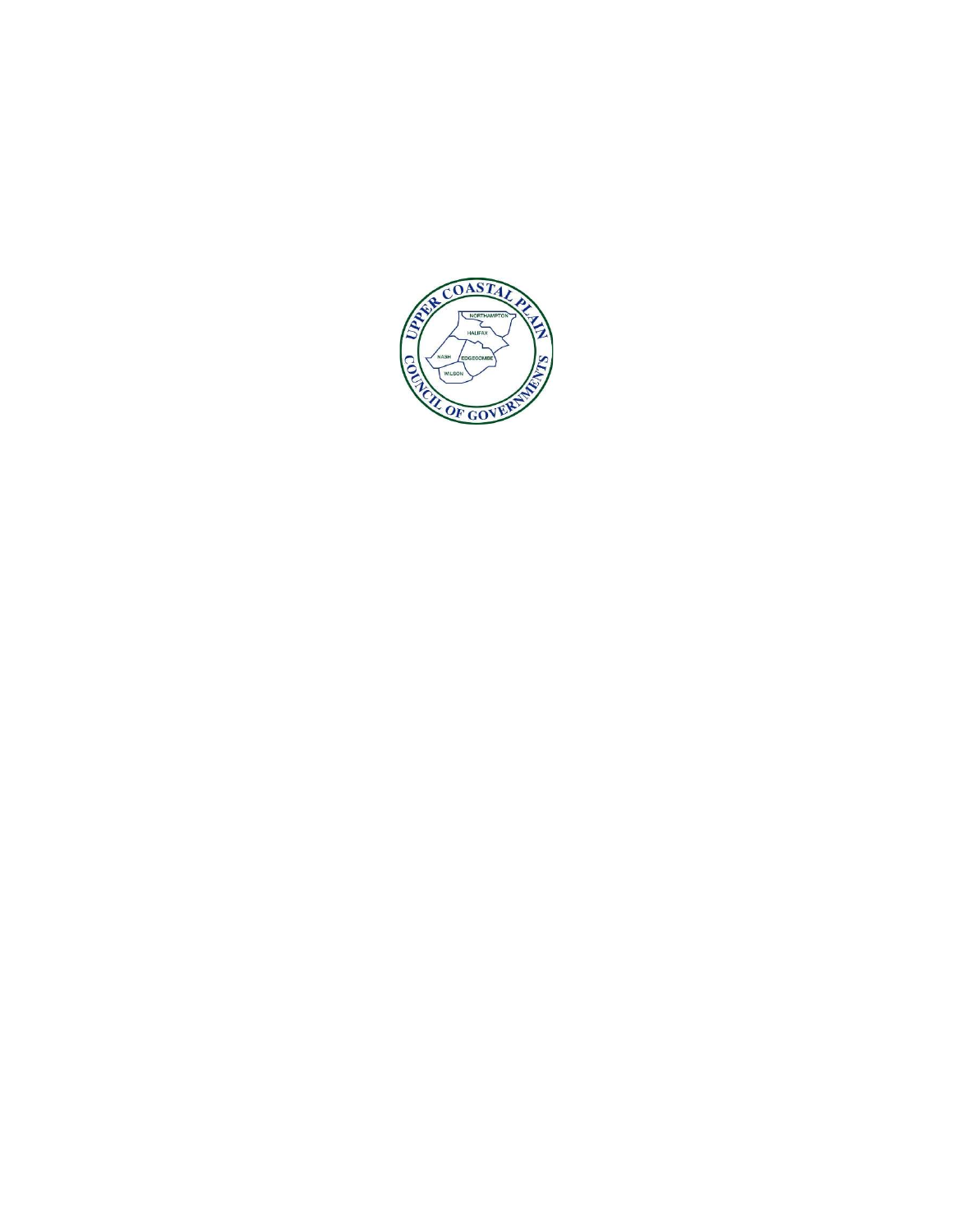UPPER COASTAL PLAIN COUNCIL OF GOVERNMENTS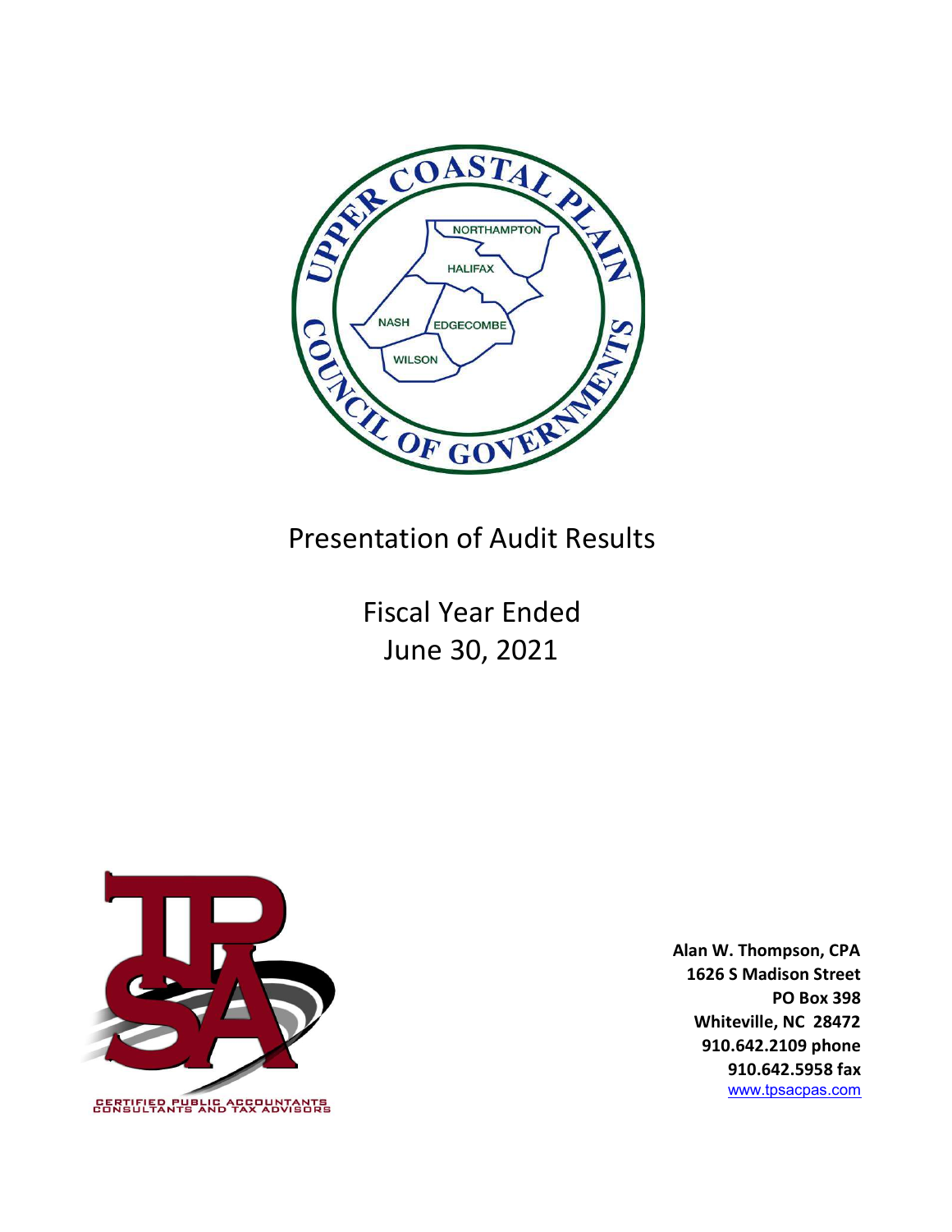# Presentation of Audit Results

Fiscal Year Ended
June 30, 2021

**Alan W. Thompson, CPA**
**1626 S Madison Street**
**PO Box 398**
**Whiteville, NC 28472**
**910.642.2109 phone**
**910.642.5958 fax**
www.tpsacpas.com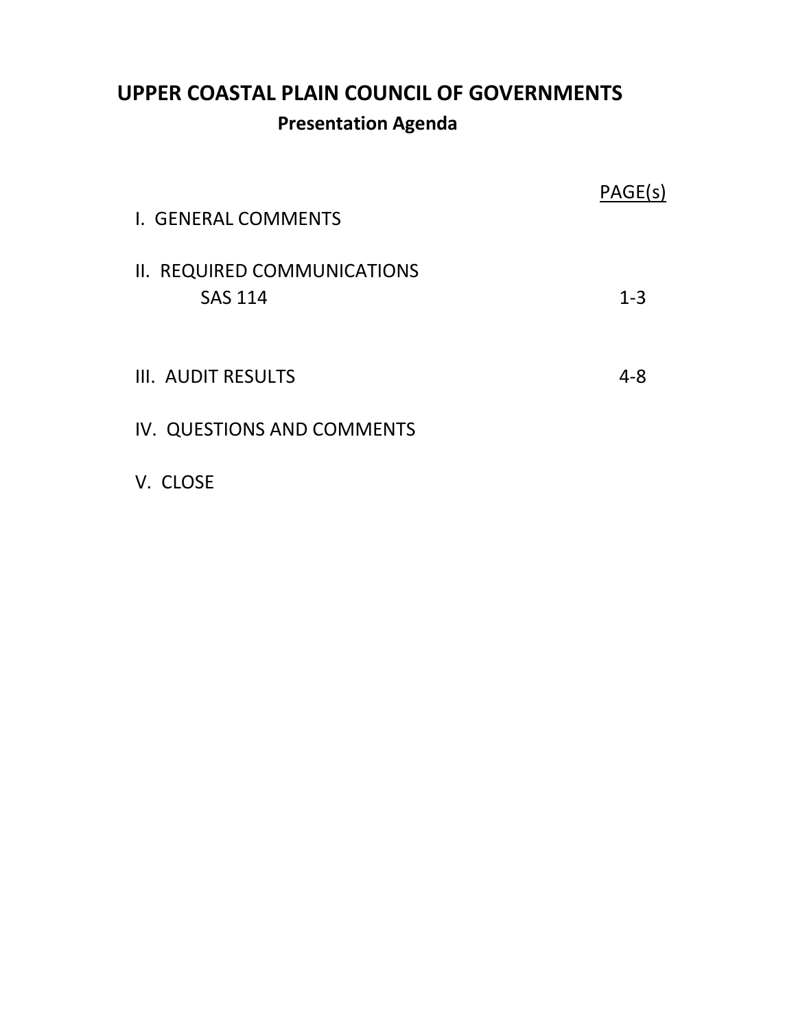# UPPER COASTAL PLAIN COUNCIL OF GOVERNMENTS

## Presentation Agenda

| | PAGE(s) |
|---|---|
| I. GENERAL COMMENTS | |
| II. REQUIRED COMMUNICATIONS | |
| SAS 114 | 1-3 |
| III. AUDIT RESULTS | 4-8 |
| IV. QUESTIONS AND COMMENTS | |
| V. CLOSE | |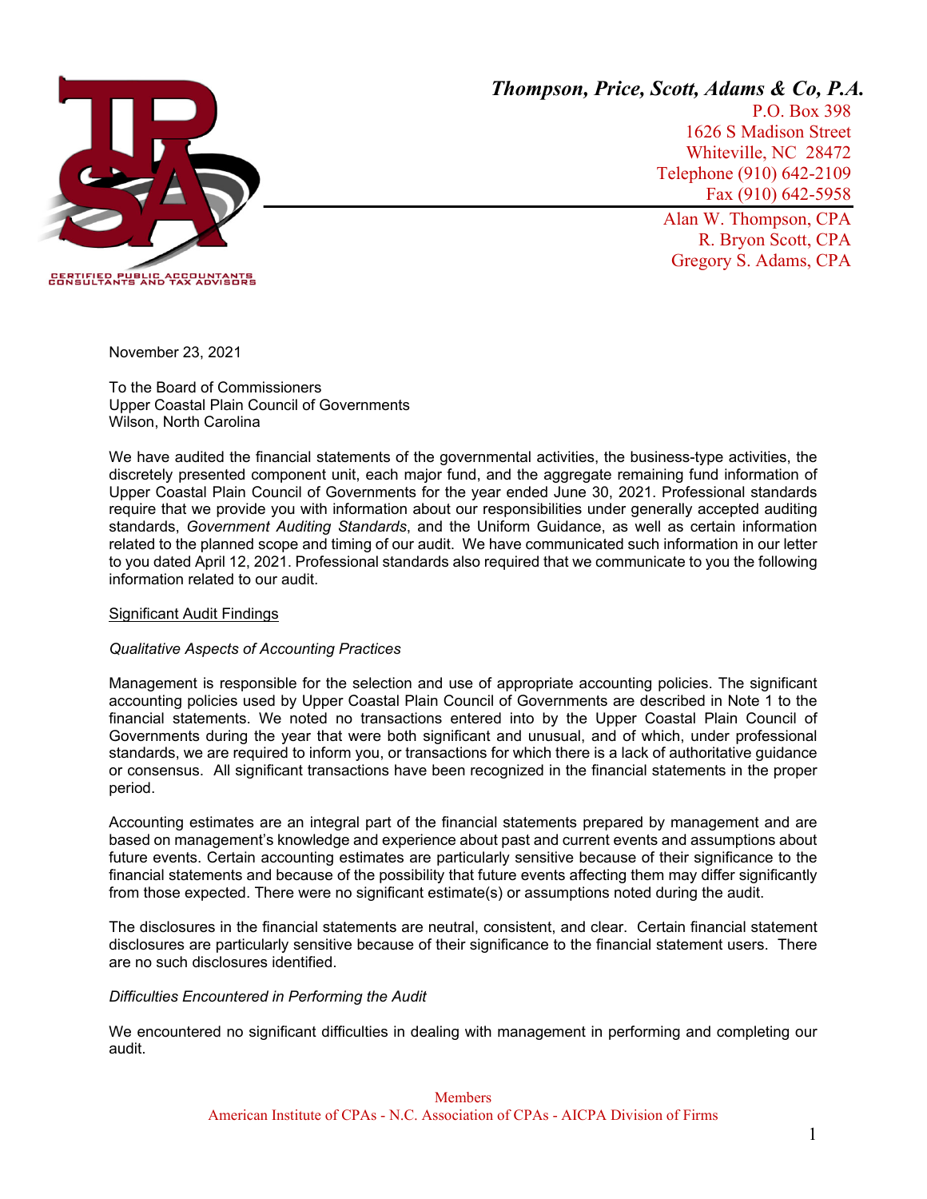**Thompson, Price, Scott, Adams & Co, P.A.**
P.O. Box 398
1626 S Madison Street
Whiteville, NC 28472
Telephone (910) 642-2109
Fax (910) 642-5958

Alan W. Thompson, CPA
R. Bryon Scott, CPA
Gregory S. Adams, CPA

CERTIFIED PUBLIC ACCOUNTANTS
CONSULTANTS AND TAX ADVISORS

November 23, 2021

To the Board of Commissioners
Upper Coastal Plain Council of Governments
Wilson, North Carolina

We have audited the financial statements of the governmental activities, the business-type activities, the discretely presented component unit, each major fund, and the aggregate remaining fund information of Upper Coastal Plain Council of Governments for the year ended June 30, 2021. Professional standards require that we provide you with information about our responsibilities under generally accepted auditing standards, *Government Auditing Standards*, and the Uniform Guidance, as well as certain information related to the planned scope and timing of our audit. We have communicated such information in our letter to you dated April 12, 2021. Professional standards also required that we communicate to you the following information related to our audit.

<u>Significant Audit Findings</u>

*Qualitative Aspects of Accounting Practices*

Management is responsible for the selection and use of appropriate accounting policies. The significant accounting policies used by Upper Coastal Plain Council of Governments are described in Note 1 to the financial statements. We noted no transactions entered into by the Upper Coastal Plain Council of Governments during the year that were both significant and unusual, and of which, under professional standards, we are required to inform you, or transactions for which there is a lack of authoritative guidance or consensus. All significant transactions have been recognized in the financial statements in the proper period.

Accounting estimates are an integral part of the financial statements prepared by management and are based on management's knowledge and experience about past and current events and assumptions about future events. Certain accounting estimates are particularly sensitive because of their significance to the financial statements and because of the possibility that future events affecting them may differ significantly from those expected. There were no significant estimate(s) or assumptions noted during the audit.

The disclosures in the financial statements are neutral, consistent, and clear. Certain financial statement disclosures are particularly sensitive because of their significance to the financial statement users. There are no such disclosures identified.

*Difficulties Encountered in Performing the Audit*

We encountered no significant difficulties in dealing with management in performing and completing our audit.

Members
American Institute of CPAs - N.C. Association of CPAs - AICPA Division of Firms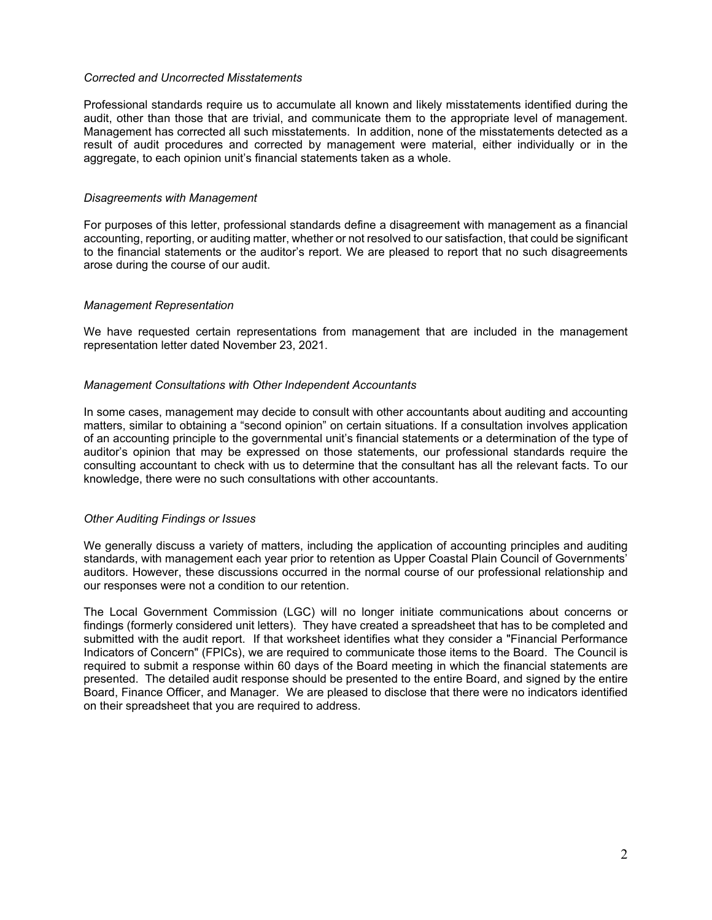*Corrected and Uncorrected Misstatements*

Professional standards require us to accumulate all known and likely misstatements identified during the audit, other than those that are trivial, and communicate them to the appropriate level of management. Management has corrected all such misstatements. In addition, none of the misstatements detected as a result of audit procedures and corrected by management were material, either individually or in the aggregate, to each opinion unit's financial statements taken as a whole.

*Disagreements with Management*

For purposes of this letter, professional standards define a disagreement with management as a financial accounting, reporting, or auditing matter, whether or not resolved to our satisfaction, that could be significant to the financial statements or the auditor's report. We are pleased to report that no such disagreements arose during the course of our audit.

*Management Representation*

We have requested certain representations from management that are included in the management representation letter dated November 23, 2021.

*Management Consultations with Other Independent Accountants*

In some cases, management may decide to consult with other accountants about auditing and accounting matters, similar to obtaining a "second opinion" on certain situations. If a consultation involves application of an accounting principle to the governmental unit's financial statements or a determination of the type of auditor's opinion that may be expressed on those statements, our professional standards require the consulting accountant to check with us to determine that the consultant has all the relevant facts. To our knowledge, there were no such consultations with other accountants.

*Other Auditing Findings or Issues*

We generally discuss a variety of matters, including the application of accounting principles and auditing standards, with management each year prior to retention as Upper Coastal Plain Council of Governments' auditors. However, these discussions occurred in the normal course of our professional relationship and our responses were not a condition to our retention.

The Local Government Commission (LGC) will no longer initiate communications about concerns or findings (formerly considered unit letters). They have created a spreadsheet that has to be completed and submitted with the audit report. If that worksheet identifies what they consider a "Financial Performance Indicators of Concern" (FPICs), we are required to communicate those items to the Board. The Council is required to submit a response within 60 days of the Board meeting in which the financial statements are presented. The detailed audit response should be presented to the entire Board, and signed by the entire Board, Finance Officer, and Manager. We are pleased to disclose that there were no indicators identified on their spreadsheet that you are required to address.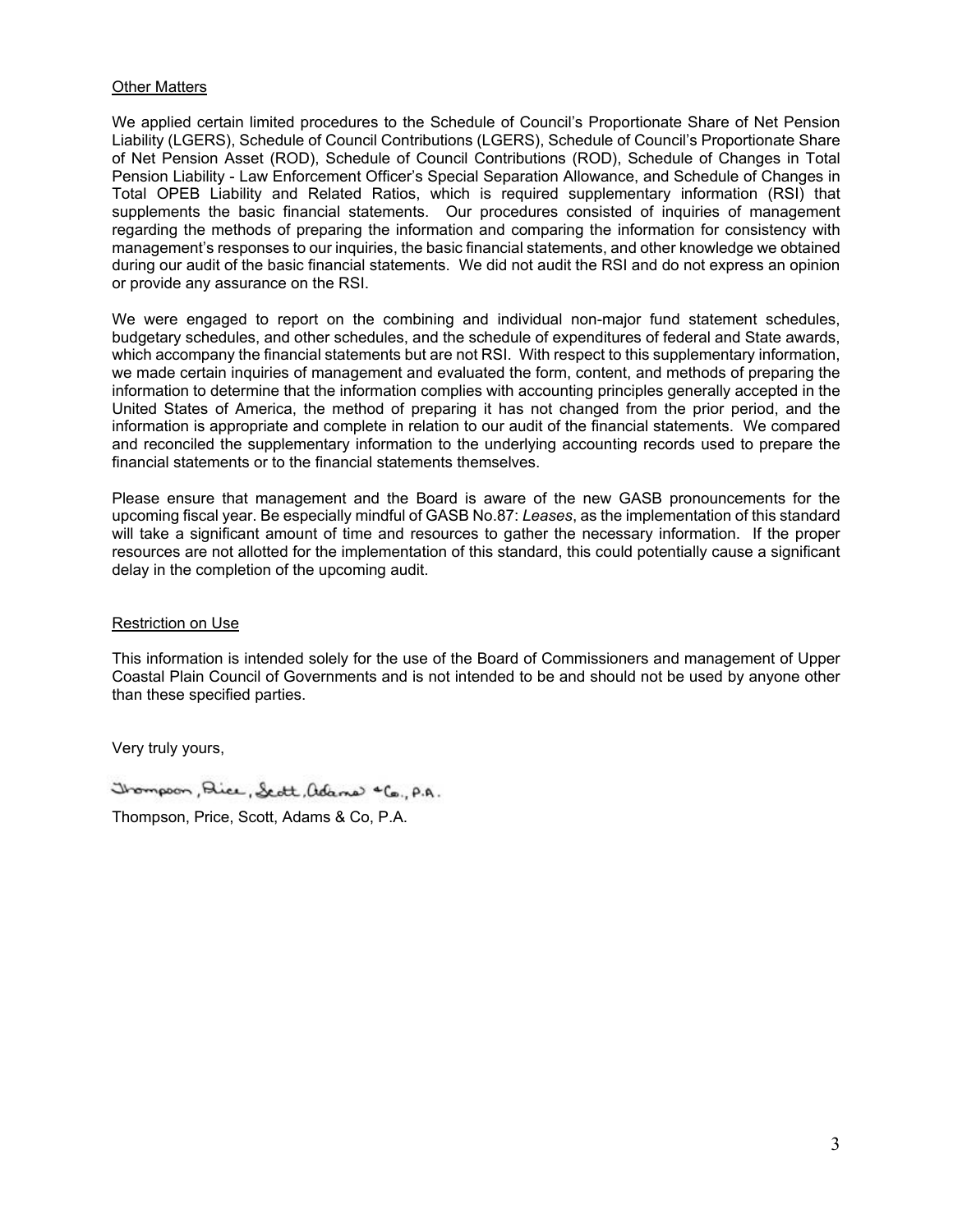Other Matters

We applied certain limited procedures to the Schedule of Council's Proportionate Share of Net Pension Liability (LGERS), Schedule of Council Contributions (LGERS), Schedule of Council's Proportionate Share of Net Pension Asset (ROD), Schedule of Council Contributions (ROD), Schedule of Changes in Total Pension Liability - Law Enforcement Officer's Special Separation Allowance, and Schedule of Changes in Total OPEB Liability and Related Ratios, which is required supplementary information (RSI) that supplements the basic financial statements. Our procedures consisted of inquiries of management regarding the methods of preparing the information and comparing the information for consistency with management's responses to our inquiries, the basic financial statements, and other knowledge we obtained during our audit of the basic financial statements. We did not audit the RSI and do not express an opinion or provide any assurance on the RSI.

We were engaged to report on the combining and individual non-major fund statement schedules, budgetary schedules, and other schedules, and the schedule of expenditures of federal and State awards, which accompany the financial statements but are not RSI. With respect to this supplementary information, we made certain inquiries of management and evaluated the form, content, and methods of preparing the information to determine that the information complies with accounting principles generally accepted in the United States of America, the method of preparing it has not changed from the prior period, and the information is appropriate and complete in relation to our audit of the financial statements. We compared and reconciled the supplementary information to the underlying accounting records used to prepare the financial statements or to the financial statements themselves.

Please ensure that management and the Board is aware of the new GASB pronouncements for the upcoming fiscal year. Be especially mindful of GASB No.87: *Leases*, as the implementation of this standard will take a significant amount of time and resources to gather the necessary information. If the proper resources are not allotted for the implementation of this standard, this could potentially cause a significant delay in the completion of the upcoming audit.

Restriction on Use

This information is intended solely for the use of the Board of Commissioners and management of Upper Coastal Plain Council of Governments and is not intended to be and should not be used by anyone other than these specified parties.

Very truly yours,

Thompson, Price, Scott, Adams & Co., P.A.

Thompson, Price, Scott, Adams & Co, P.A.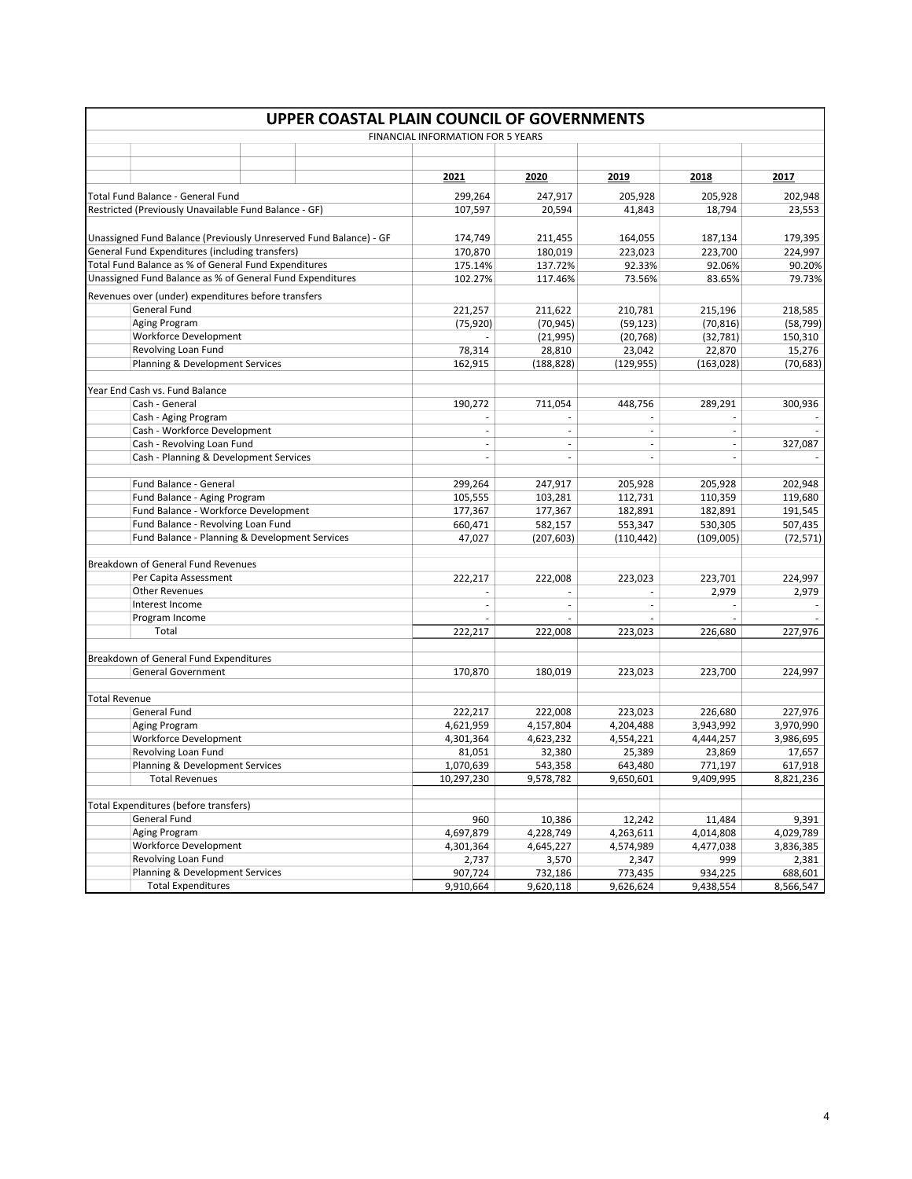# UPPER COASTAL PLAIN COUNCIL OF GOVERNMENTS

FINANCIAL INFORMATION FOR 5 YEARS

| | 2021 | 2020 | 2019 | 2018 | 2017 |
|---|---|---|---|---|---|
| Total Fund Balance - General Fund | 299,264 | 247,917 | 205,928 | 205,928 | 202,948 |
| Restricted (Previously Unavailable Fund Balance - GF) | 107,597 | 20,594 | 41,843 | 18,794 | 23,553 |
| | | | | | |
| Unassigned Fund Balance (Previously Unreserved Fund Balance) - GF | 174,749 | 211,455 | 164,055 | 187,134 | 179,395 |
| General Fund Expenditures (including transfers) | 170,870 | 180,019 | 223,023 | 223,700 | 224,997 |
| Total Fund Balance as % of General Fund Expenditures | 175.14% | 137.72% | 92.33% | 92.06% | 90.20% |
| Unassigned Fund Balance as % of General Fund Expenditures | 102.27% | 117.46% | 73.56% | 83.65% | 79.73% |
| Revenues over (under) expenditures before transfers | | | | | |
| General Fund | 221,257 | 211,622 | 210,781 | 215,196 | 218,585 |
| Aging Program | (75,920) | (70,945) | (59,123) | (70,816) | (58,799) |
| Workforce Development | - | (21,995) | (20,768) | (32,781) | 150,310 |
| Revolving Loan Fund | 78,314 | 28,810 | 23,042 | 22,870 | 15,276 |
| Planning & Development Services | 162,915 | (188,828) | (129,955) | (163,028) | (70,683) |
| | | | | | |
| Year End Cash vs. Fund Balance | | | | | |
| Cash - General | 190,272 | 711,054 | 448,756 | 289,291 | 300,936 |
| Cash - Aging Program | - | - | - | - | - |
| Cash - Workforce Development | - | - | - | - | - |
| Cash - Revolving Loan Fund | - | - | - | - | 327,087 |
| Cash - Planning & Development Services | - | - | - | - | - |
| | | | | | |
| Fund Balance - General | 299,264 | 247,917 | 205,928 | 205,928 | 202,948 |
| Fund Balance - Aging Program | 105,555 | 103,281 | 112,731 | 110,359 | 119,680 |
| Fund Balance - Workforce Development | 177,367 | 177,367 | 182,891 | 182,891 | 191,545 |
| Fund Balance - Revolving Loan Fund | 660,471 | 582,157 | 553,347 | 530,305 | 507,435 |
| Fund Balance - Planning & Development Services | 47,027 | (207,603) | (110,442) | (109,005) | (72,571) |
| | | | | | |
| Breakdown of General Fund Revenues | | | | | |
| Per Capita Assessment | 222,217 | 222,008 | 223,023 | 223,701 | 224,997 |
| Other Revenues | - | - | - | 2,979 | 2,979 |
| Interest Income | - | - | - | - | - |
| Program Income | - | - | - | - | - |
| Total | 222,217 | 222,008 | 223,023 | 226,680 | 227,976 |
| | | | | | |
| Breakdown of General Fund Expenditures | | | | | |
| General Government | 170,870 | 180,019 | 223,023 | 223,700 | 224,997 |
| | | | | | |
| Total Revenue | | | | | |
| General Fund | 222,217 | 222,008 | 223,023 | 226,680 | 227,976 |
| Aging Program | 4,621,959 | 4,157,804 | 4,204,488 | 3,943,992 | 3,970,990 |
| Workforce Development | 4,301,364 | 4,623,232 | 4,554,221 | 4,444,257 | 3,986,695 |
| Revolving Loan Fund | 81,051 | 32,380 | 25,389 | 23,869 | 17,657 |
| Planning & Development Services | 1,070,639 | 543,358 | 643,480 | 771,197 | 617,918 |
| Total Revenues | 10,297,230 | 9,578,782 | 9,650,601 | 9,409,995 | 8,821,236 |
| | | | | | |
| Total Expenditures (before transfers) | | | | | |
| General Fund | 960 | 10,386 | 12,242 | 11,484 | 9,391 |
| Aging Program | 4,697,879 | 4,228,749 | 4,263,611 | 4,014,808 | 4,029,789 |
| Workforce Development | 4,301,364 | 4,645,227 | 4,574,989 | 4,477,038 | 3,836,385 |
| Revolving Loan Fund | 2,737 | 3,570 | 2,347 | 999 | 2,381 |
| Planning & Development Services | 907,724 | 732,186 | 773,435 | 934,225 | 688,601 |
| Total Expenditures | 9,910,664 | 9,620,118 | 9,626,624 | 9,438,554 | 8,566,547 |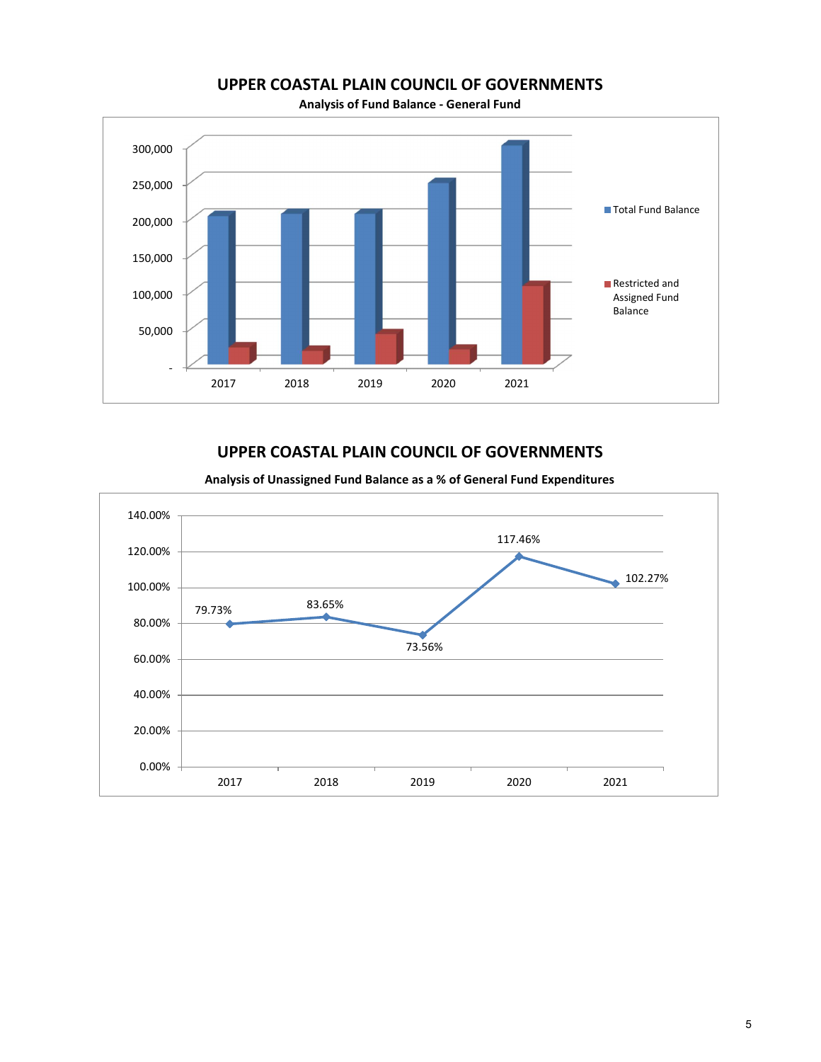## UPPER COASTAL PLAIN COUNCIL OF GOVERNMENTS

**Analysis of Fund Balance - General Fund**

300,000
250,000
200,000
150,000
100,000
50,000
-

2017 2018 2019 2020 2021

Total Fund Balance

Restricted and Assigned Fund Balance

## UPPER COASTAL PLAIN COUNCIL OF GOVERNMENTS

**Analysis of Unassigned Fund Balance as a % of General Fund Expenditures**

| Year | % |
|---|---|
| 2017 | 79.73% |
| 2018 | 83.65% |
| 2019 | 73.56% |
| 2020 | 117.46% |
| 2021 | 102.27% |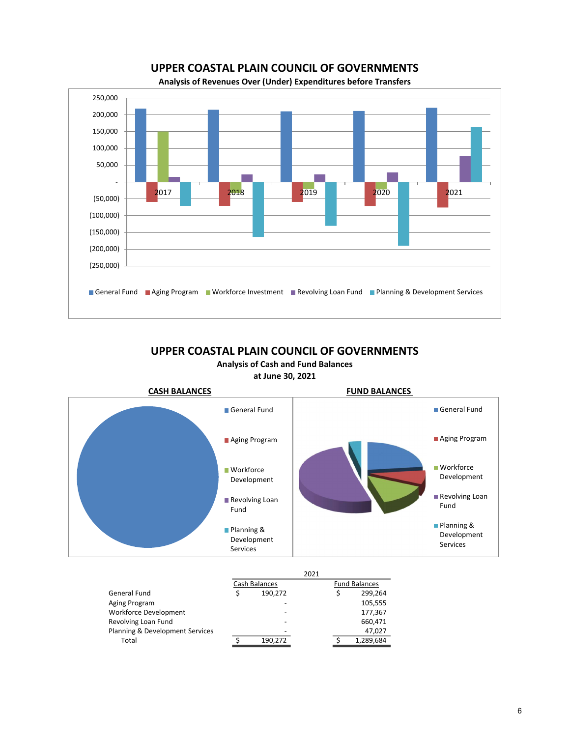## UPPER COASTAL PLAIN COUNCIL OF GOVERNMENTS

**Analysis of Revenues Over (Under) Expenditures before Transfers**

250,000
200,000
150,000
100,000
50,000
-
(50,000)
(100,000)
(150,000)
(200,000)
(250,000)

2017 2018 2019 2020 2021

General Fund | Aging Program | Workforce Investment | Revolving Loan Fund | Planning & Development Services

## UPPER COASTAL PLAIN COUNCIL OF GOVERNMENTS

**Analysis of Cash and Fund Balances**

**at June 30, 2021**

**CASH BALANCES**

General Fund
Aging Program
Workforce Development
Revolving Loan Fund
Planning & Development Services

**FUND BALANCES**

General Fund
Aging Program
Workforce Development
Revolving Loan Fund
Planning & Development Services

| | 2021 | |
|---|---|---|
| | Cash Balances | Fund Balances |
| General Fund | $ 190,272 | $ 299,264 |
| Aging Program | - | 105,555 |
| Workforce Development | - | 177,367 |
| Revolving Loan Fund | - | 660,471 |
| Planning & Development Services | - | 47,027 |
| Total | $ 190,272 | $ 1,289,684 |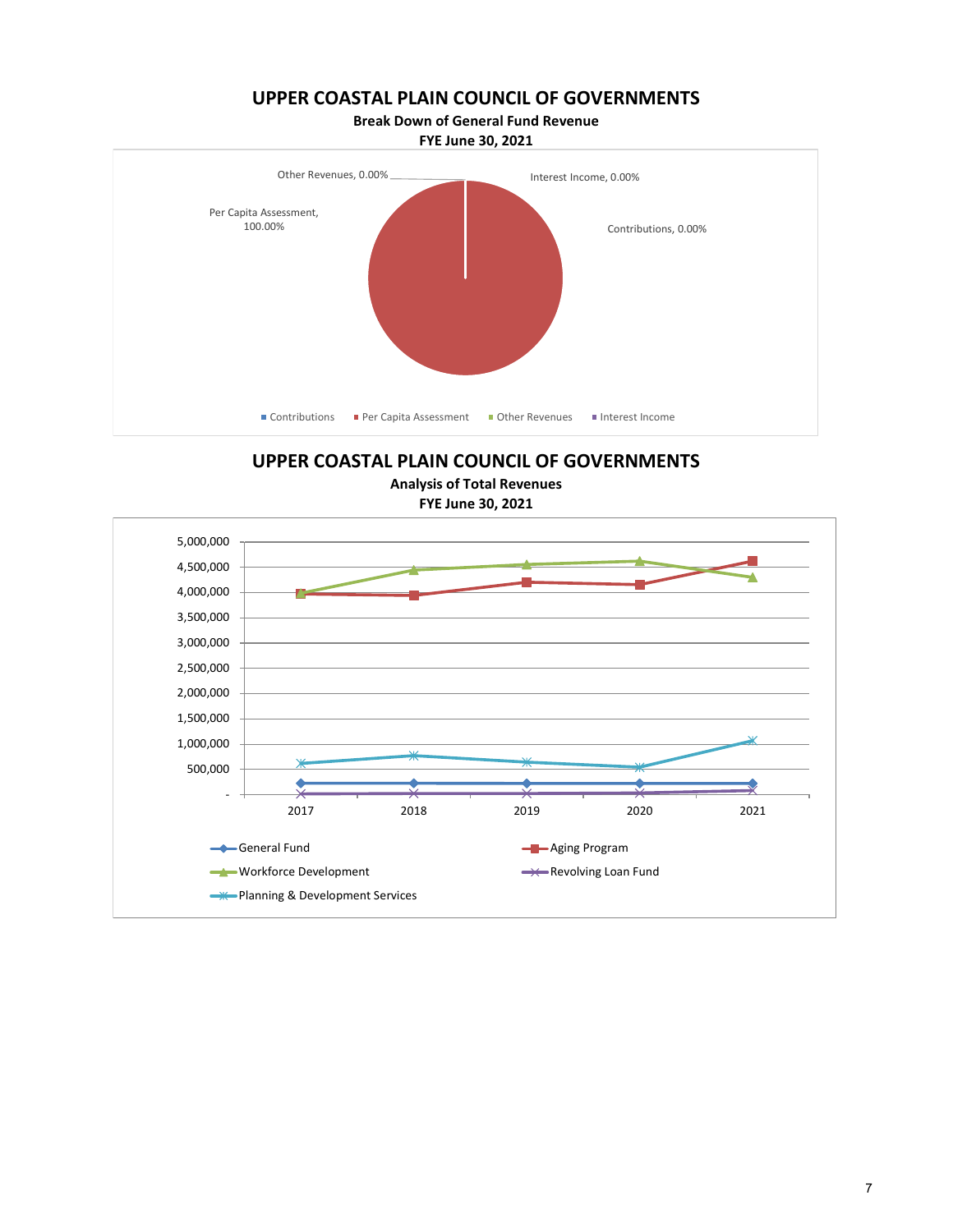## UPPER COASTAL PLAIN COUNCIL OF GOVERNMENTS

**Break Down of General Fund Revenue**

**FYE June 30, 2021**

Other Revenues, 0.00%

Interest Income, 0.00%

Per Capita Assessment, 100.00%

Contributions, 0.00%

Contributions | Per Capita Assessment | Other Revenues | Interest Income

## UPPER COASTAL PLAIN COUNCIL OF GOVERNMENTS

**Analysis of Total Revenues**

**FYE June 30, 2021**

5,000,000
4,500,000
4,000,000
3,500,000
3,000,000
2,500,000
2,000,000
1,500,000
1,000,000
500,000
-

2017 2018 2019 2020 2021

General Fund
Aging Program
Workforce Development
Revolving Loan Fund
Planning & Development Services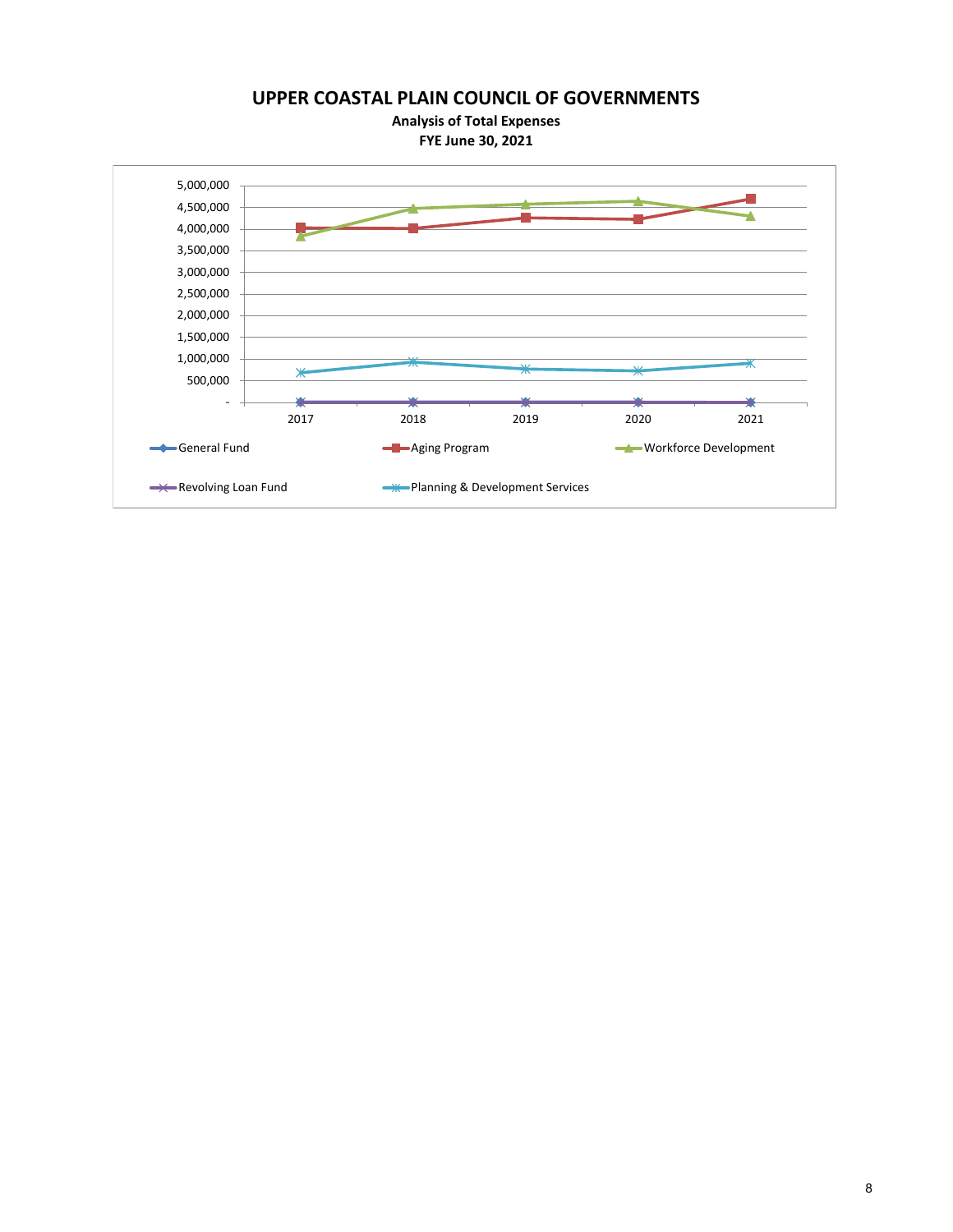# UPPER COASTAL PLAIN COUNCIL OF GOVERNMENTS

**Analysis of Total Expenses**

**FYE June 30, 2021**

5,000,000
4,500,000
4,000,000
3,500,000
3,000,000
2,500,000
2,000,000
1,500,000
1,000,000
500,000
-

2017 2018 2019 2020 2021

General Fund
Aging Program
Workforce Development
Revolving Loan Fund
Planning & Development Services